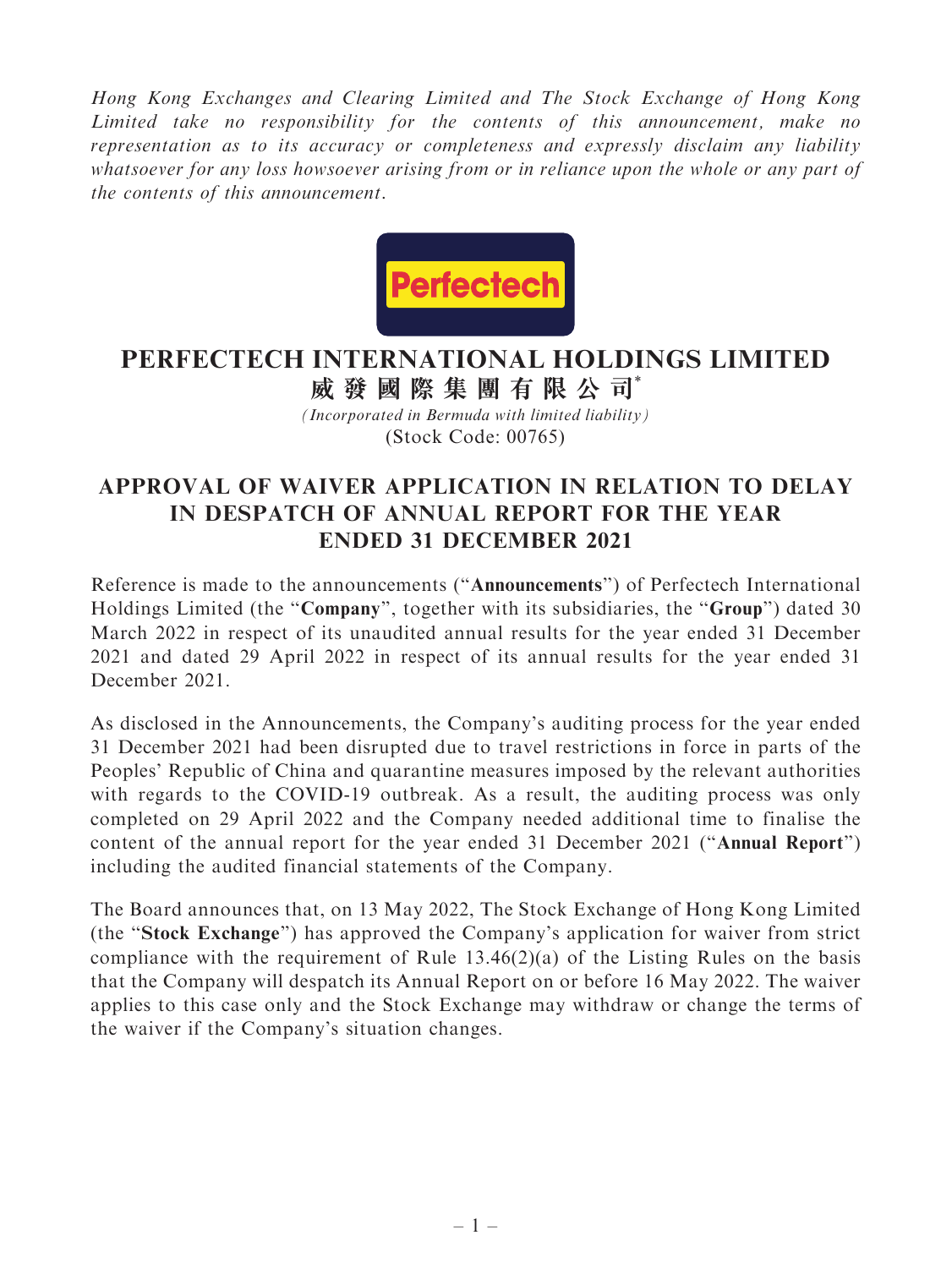*Hong Kong Exchanges and Clearing Limited and The Stock Exchange of Hong Kong Limited take no responsibility for the contents of this announcement, make no representation as to its accuracy or completeness and expressly disclaim any liability whatsoever for any loss howsoever arising from or in reliance upon the whole or any part of the contents of this announcement.*

# PERFECTECH INTERNATIONAL HOLDINGS LIMITED
# 威發國際集團有限公司*

*(Incorporated in Bermuda with limited liability)*
(Stock Code: 00765)

## APPROVAL OF WAIVER APPLICATION IN RELATION TO DELAY IN DESPATCH OF ANNUAL REPORT FOR THE YEAR ENDED 31 DECEMBER 2021

Reference is made to the announcements ("**Announcements**") of Perfectech International Holdings Limited (the "**Company**", together with its subsidiaries, the "**Group**") dated 30 March 2022 in respect of its unaudited annual results for the year ended 31 December 2021 and dated 29 April 2022 in respect of its annual results for the year ended 31 December 2021.

As disclosed in the Announcements, the Company's auditing process for the year ended 31 December 2021 had been disrupted due to travel restrictions in force in parts of the Peoples' Republic of China and quarantine measures imposed by the relevant authorities with regards to the COVID-19 outbreak. As a result, the auditing process was only completed on 29 April 2022 and the Company needed additional time to finalise the content of the annual report for the year ended 31 December 2021 ("**Annual Report**") including the audited financial statements of the Company.

The Board announces that, on 13 May 2022, The Stock Exchange of Hong Kong Limited (the "**Stock Exchange**") has approved the Company's application for waiver from strict compliance with the requirement of Rule 13.46(2)(a) of the Listing Rules on the basis that the Company will despatch its Annual Report on or before 16 May 2022. The waiver applies to this case only and the Stock Exchange may withdraw or change the terms of the waiver if the Company's situation changes.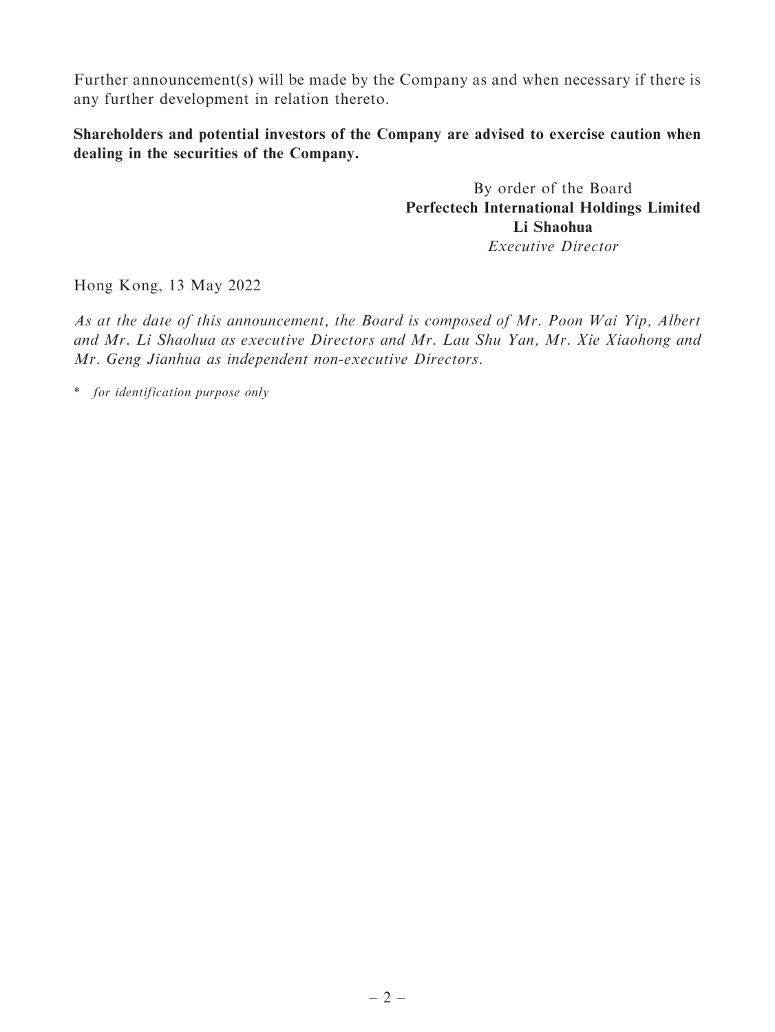Further announcement(s) will be made by the Company as and when necessary if there is any further development in relation thereto.

**Shareholders and potential investors of the Company are advised to exercise caution when dealing in the securities of the Company.**

By order of the Board
**Perfectech International Holdings Limited**
**Li Shaohua**
*Executive Director*

Hong Kong, 13 May 2022

*As at the date of this announcement, the Board is composed of Mr. Poon Wai Yip, Albert and Mr. Li Shaohua as executive Directors and Mr. Lau Shu Yan, Mr. Xie Xiaohong and Mr. Geng Jianhua as independent non-executive Directors.*

\* *for identification purpose only*